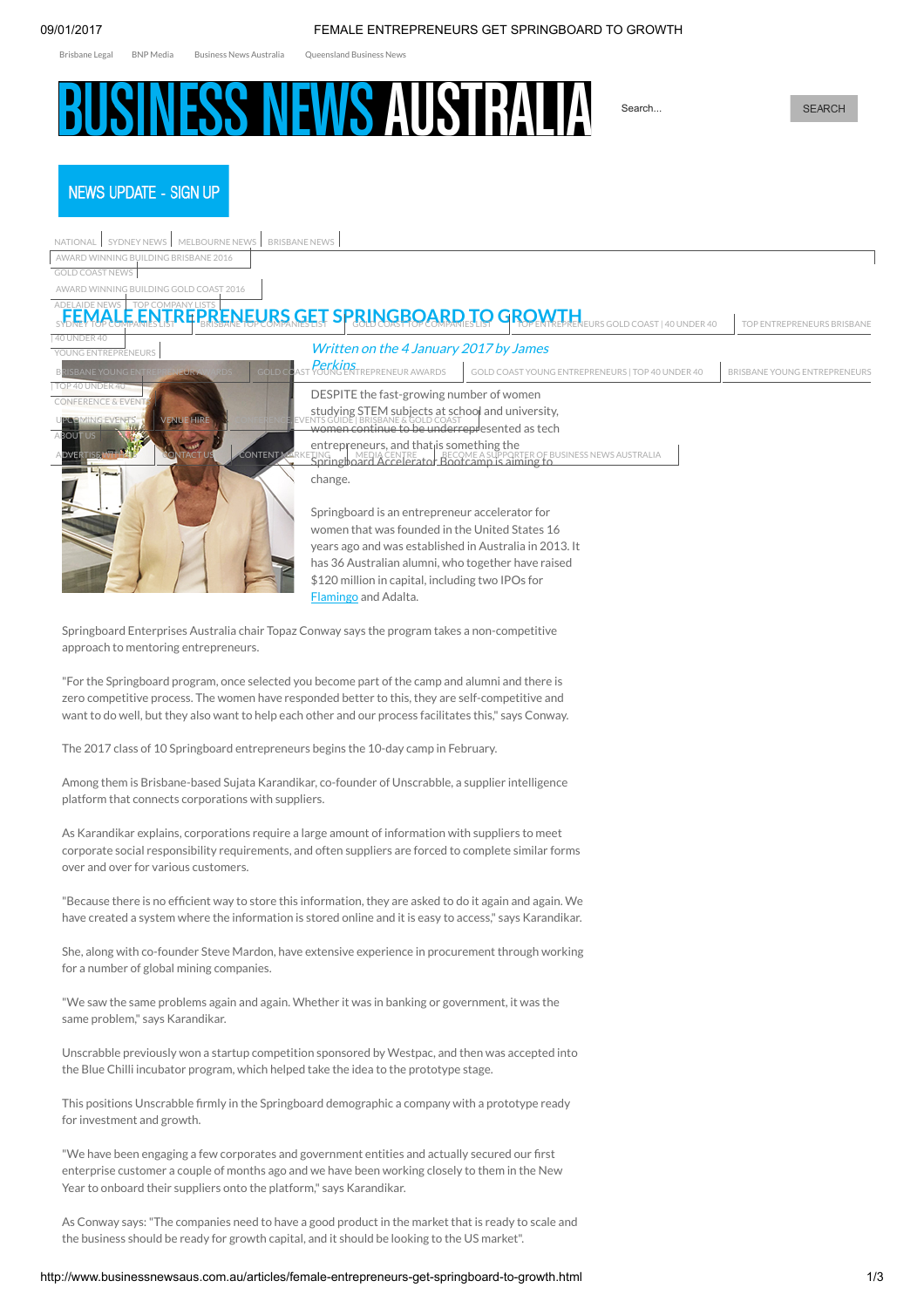# FEMALE ENTREPRENEURS GET SPRINGBOARD TO GROWTH

*Written on the 4 January 2017 by James Perkins*

DESPITE the fast-growing number of women studying STEM subjects at school and university, women continue to be underrepresented as tech entrepreneurs, and that is something the Springboard Accelerator Bootcamp is aiming to change.

Springboard is an entrepreneur accelerator for women that was founded in the United States 16 years ago and was established in Australia in 2013. It has 36 Australian alumni, who together have raised $120 million in capital, including two IPOs for Flamingo and Adalta.

Springboard Enterprises Australia chair Topaz Conway says the program takes a non-competitive approach to mentoring entrepreneurs.

"For the Springboard program, once selected you become part of the camp and alumni and there is zero competitive process. The women have responded better to this, they are self-competitive and want to do well, but they also want to help each other and our process facilitates this," says Conway.

The 2017 class of 10 Springboard entrepreneurs begins the 10-day camp in February.

Among them is Brisbane-based Sujata Karandikar, co-founder of Unscrabble, a supplier intelligence platform that connects corporations with suppliers.

As Karandikar explains, corporations require a large amount of information with suppliers to meet corporate social responsibility requirements, and often suppliers are forced to complete similar forms over and over for various customers.

"Because there is no efficient way to store this information, they are asked to do it again and again. We have created a system where the information is stored online and it is easy to access," says Karandikar.

She, along with co-founder Steve Mardon, have extensive experience in procurement through working for a number of global mining companies.

"We saw the same problems again and again. Whether it was in banking or government, it was the same problem," says Karandikar.

Unscrabble previously won a startup competition sponsored by Westpac, and then was accepted into the Blue Chilli incubator program, which helped take the idea to the prototype stage.

This positions Unscrabble firmly in the Springboard demographic a company with a prototype ready for investment and growth.

"We have been engaging a few corporates and government entities and actually secured our first enterprise customer a couple of months ago and we have been working closely to them in the New Year to onboard their suppliers onto the platform," says Karandikar.

As Conway says: "The companies need to have a good product in the market that is ready to scale and the business should be ready for growth capital, and it should be looking to the US market".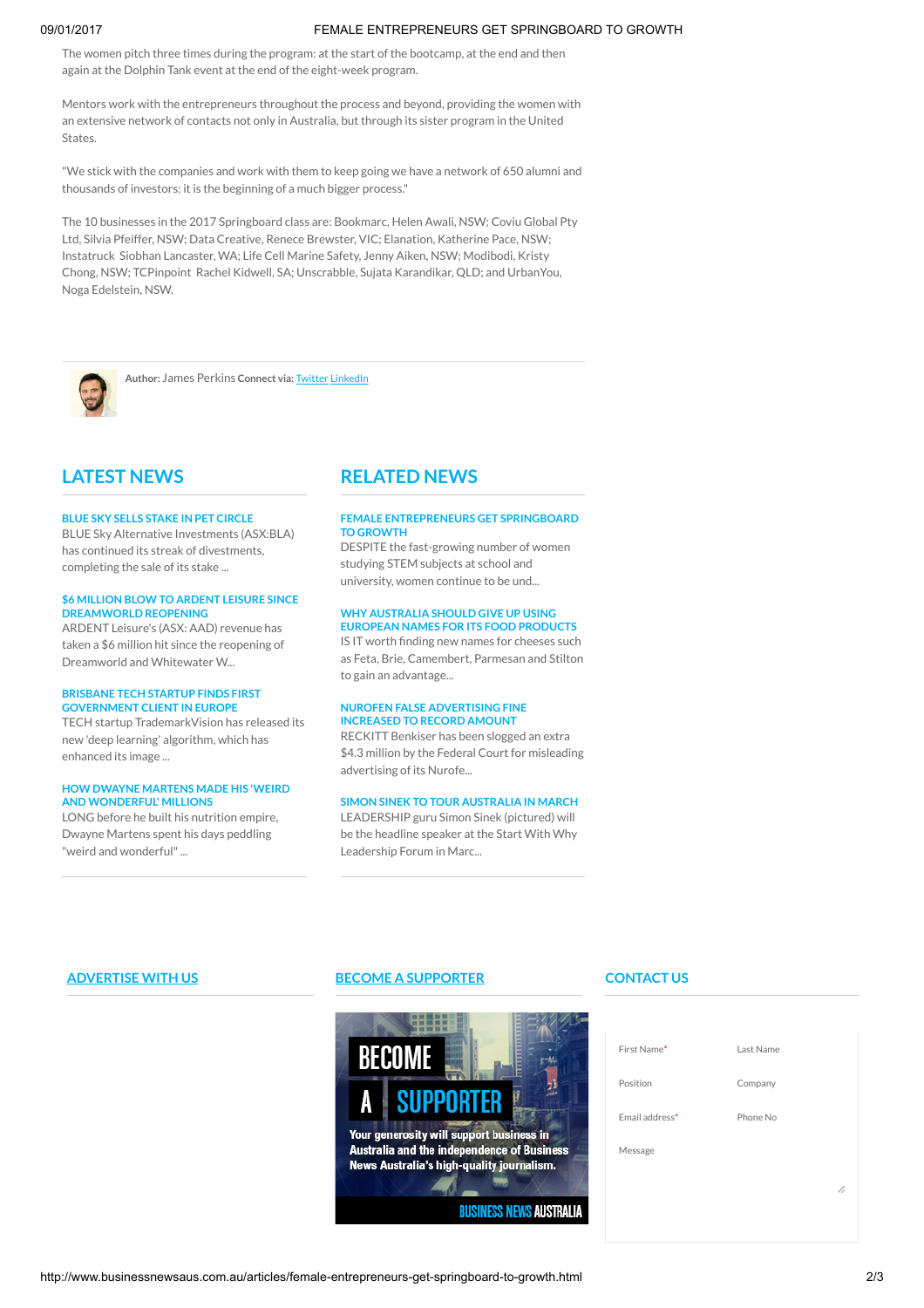The women pitch three times during the program: at the start of the bootcamp, at the end and then again at the Dolphin Tank event at the end of the eight-week program.

Mentors work with the entrepreneurs throughout the process and beyond, providing the women with an extensive network of contacts not only in Australia, but through its sister program in the United States.

"We stick with the companies and work with them to keep going we have a network of 650 alumni and thousands of investors; it is the beginning of a much bigger process."

The 10 businesses in the 2017 Springboard class are: Bookmarc, Helen Awali, NSW; Coviu Global Pty Ltd, Silvia Pfeiffer, NSW; Data Creative, Renece Brewster, VIC; Elanation, Katherine Pace, NSW; Instatruck Siobhan Lancaster, WA; Life Cell Marine Safety, Jenny Aiken, NSW; Modibodi, Kristy Chong, NSW; TCPinpoint Rachel Kidwell, SA; Unscrabble, Sujata Karandikar, QLD; and UrbanYou, Noga Edelstein, NSW.

**Author:** James Perkins **Connect via:** Twitter LinkedIn

## LATEST NEWS

**BLUE SKY SELLS STAKE IN PET CIRCLE**
BLUE Sky Alternative Investments (ASX:BLA) has continued its streak of divestments, completing the sale of its stake ...

**$6 MILLION BLOW TO ARDENT LEISURE SINCE DREAMWORLD REOPENING**
ARDENT Leisure's (ASX: AAD) revenue has taken a $6 million hit since the reopening of Dreamworld and Whitewater W...

**BRISBANE TECH STARTUP FINDS FIRST GOVERNMENT CLIENT IN EUROPE**
TECH startup TrademarkVision has released its new 'deep learning' algorithm, which has enhanced its image ...

**HOW DWAYNE MARTENS MADE HIS 'WEIRD AND WONDERFUL' MILLIONS**
LONG before he built his nutrition empire, Dwayne Martens spent his days peddling "weird and wonderful" ...

## RELATED NEWS

**FEMALE ENTREPRENEURS GET SPRINGBOARD TO GROWTH**
DESPITE the fast-growing number of women studying STEM subjects at school and university, women continue to be und...

**WHY AUSTRALIA SHOULD GIVE UP USING EUROPEAN NAMES FOR ITS FOOD PRODUCTS**
IS IT worth finding new names for cheeses such as Feta, Brie, Camembert, Parmesan and Stilton to gain an advantage...

**NUROFEN FALSE ADVERTISING FINE INCREASED TO RECORD AMOUNT**
RECKITT Benkiser has been slogged an extra $4.3 million by the Federal Court for misleading advertising of its Nurofe...

**SIMON SINEK TO TOUR AUSTRALIA IN MARCH**
LEADERSHIP guru Simon Sinek (pictured) will be the headline speaker at the Start With Why Leadership Forum in Marc...

## ADVERTISE WITH US

## BECOME A SUPPORTER

BECOME A SUPPORTER

Your generosity will support business in Australia and the independence of Business News Australia's high-quality journalism.

BUSINESS NEWS AUSTRALIA

## CONTACT US

First Name* | Last Name

Position | Company

Email address* | Phone No

Message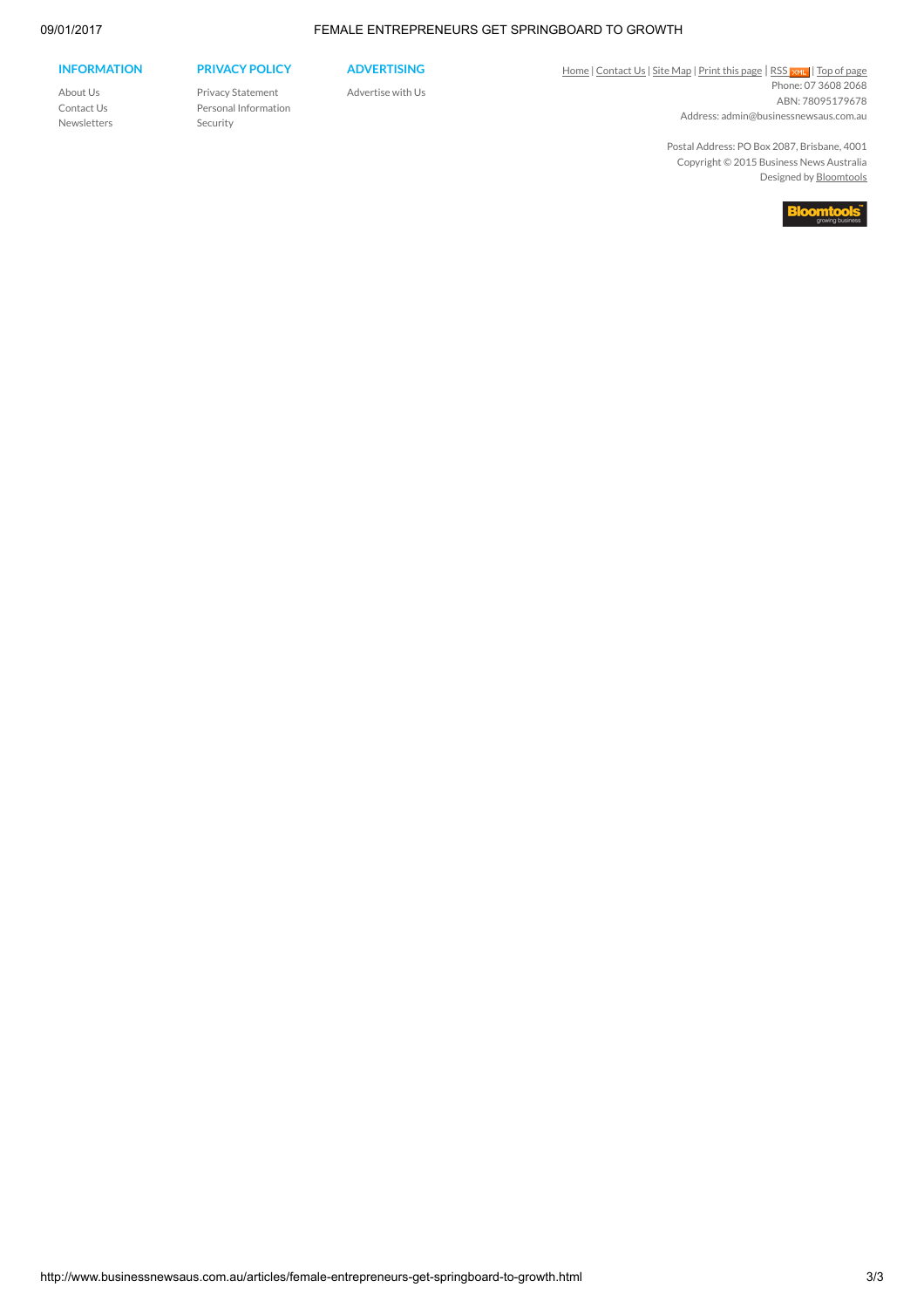**INFORMATION**

About Us
Contact Us
Newsletters

**PRIVACY POLICY**

Privacy Statement
Personal Information
Security

**ADVERTISING**

Advertise with Us

Home | Contact Us | Site Map | Print this page | RSS XML | Top of page

Phone: 07 3608 2068
ABN: 78095179678
Address: admin@businessnewsaus.com.au

Postal Address: PO Box 2087, Brisbane, 4001
Copyright © 2015 Business News Australia
Designed by Bloomtools

Bloomtools growing business